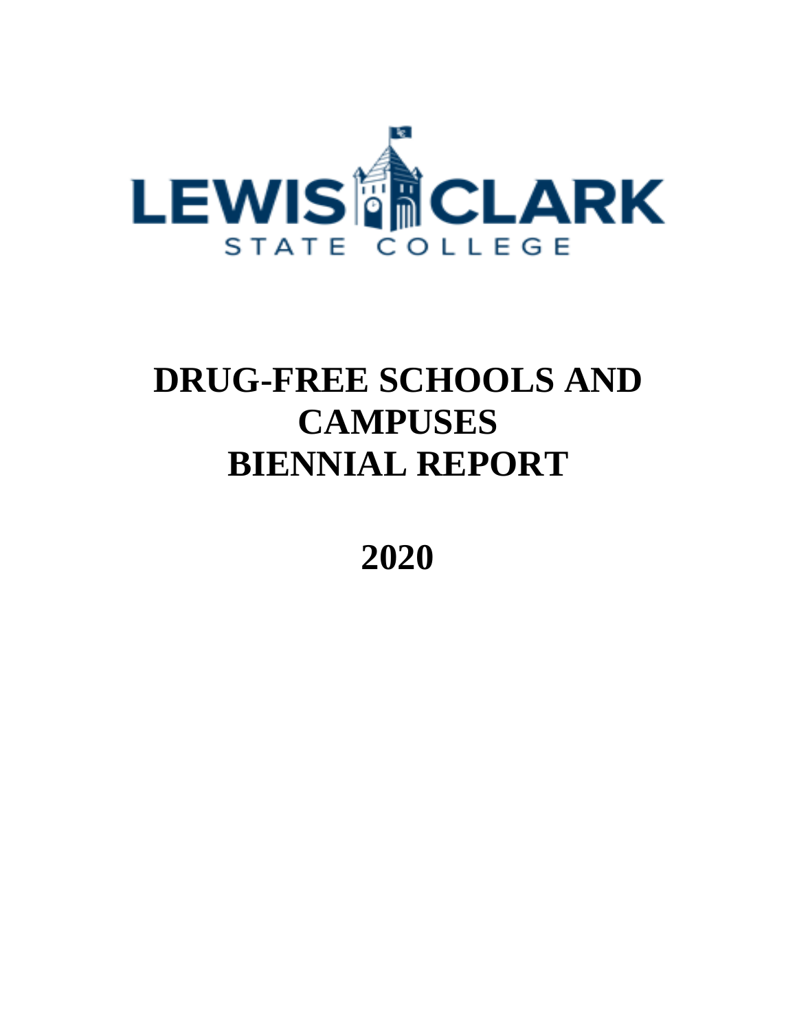LEWIS CLARK STATE COLLEGE

# DRUG-FREE SCHOOLS AND CAMPUSES BIENNIAL REPORT

# 2020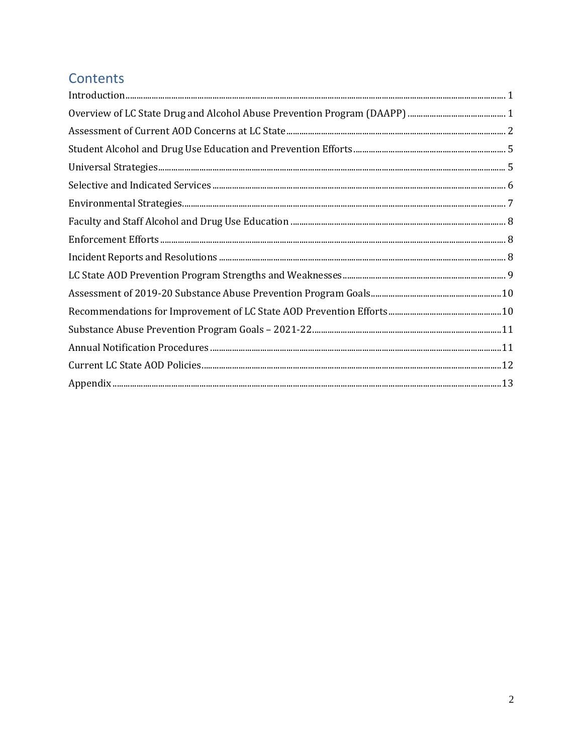# Contents

Introduction ..... 1

Overview of LC State Drug and Alcohol Abuse Prevention Program (DAAPP) ..... 1

Assessment of Current AOD Concerns at LC State ..... 2

Student Alcohol and Drug Use Education and Prevention Efforts ..... 5

Universal Strategies ..... 5

Selective and Indicated Services ..... 6

Environmental Strategies ..... 7

Faculty and Staff Alcohol and Drug Use Education ..... 8

Enforcement Efforts ..... 8

Incident Reports and Resolutions ..... 8

LC State AOD Prevention Program Strengths and Weaknesses ..... 9

Assessment of 2019-20 Substance Abuse Prevention Program Goals ..... 10

Recommendations for Improvement of LC State AOD Prevention Efforts ..... 10

Substance Abuse Prevention Program Goals – 2021-22 ..... 11

Annual Notification Procedures ..... 11

Current LC State AOD Policies ..... 12

Appendix ..... 13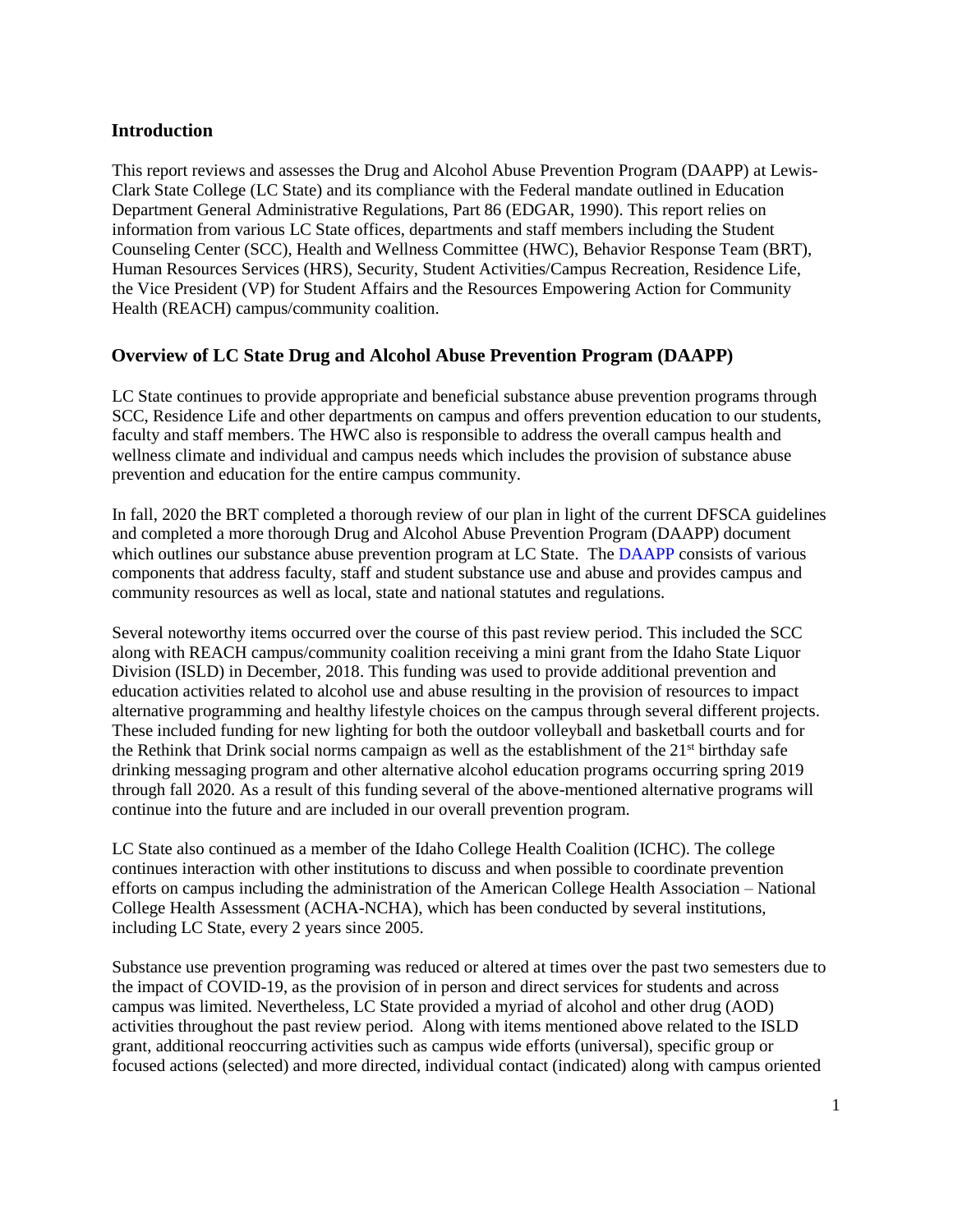## Introduction

This report reviews and assesses the Drug and Alcohol Abuse Prevention Program (DAAPP) at Lewis-Clark State College (LC State) and its compliance with the Federal mandate outlined in Education Department General Administrative Regulations, Part 86 (EDGAR, 1990). This report relies on information from various LC State offices, departments and staff members including the Student Counseling Center (SCC), Health and Wellness Committee (HWC), Behavior Response Team (BRT), Human Resources Services (HRS), Security, Student Activities/Campus Recreation, Residence Life, the Vice President (VP) for Student Affairs and the Resources Empowering Action for Community Health (REACH) campus/community coalition.

## Overview of LC State Drug and Alcohol Abuse Prevention Program (DAAPP)

LC State continues to provide appropriate and beneficial substance abuse prevention programs through SCC, Residence Life and other departments on campus and offers prevention education to our students, faculty and staff members. The HWC also is responsible to address the overall campus health and wellness climate and individual and campus needs which includes the provision of substance abuse prevention and education for the entire campus community.

In fall, 2020 the BRT completed a thorough review of our plan in light of the current DFSCA guidelines and completed a more thorough Drug and Alcohol Abuse Prevention Program (DAAPP) document which outlines our substance abuse prevention program at LC State. The DAAPP consists of various components that address faculty, staff and student substance use and abuse and provides campus and community resources as well as local, state and national statutes and regulations.

Several noteworthy items occurred over the course of this past review period. This included the SCC along with REACH campus/community coalition receiving a mini grant from the Idaho State Liquor Division (ISLD) in December, 2018. This funding was used to provide additional prevention and education activities related to alcohol use and abuse resulting in the provision of resources to impact alternative programming and healthy lifestyle choices on the campus through several different projects. These included funding for new lighting for both the outdoor volleyball and basketball courts and for the Rethink that Drink social norms campaign as well as the establishment of the 21st birthday safe drinking messaging program and other alternative alcohol education programs occurring spring 2019 through fall 2020. As a result of this funding several of the above-mentioned alternative programs will continue into the future and are included in our overall prevention program.

LC State also continued as a member of the Idaho College Health Coalition (ICHC). The college continues interaction with other institutions to discuss and when possible to coordinate prevention efforts on campus including the administration of the American College Health Association – National College Health Assessment (ACHA-NCHA), which has been conducted by several institutions, including LC State, every 2 years since 2005.

Substance use prevention programing was reduced or altered at times over the past two semesters due to the impact of COVID-19, as the provision of in person and direct services for students and across campus was limited. Nevertheless, LC State provided a myriad of alcohol and other drug (AOD) activities throughout the past review period. Along with items mentioned above related to the ISLD grant, additional reoccurring activities such as campus wide efforts (universal), specific group or focused actions (selected) and more directed, individual contact (indicated) along with campus oriented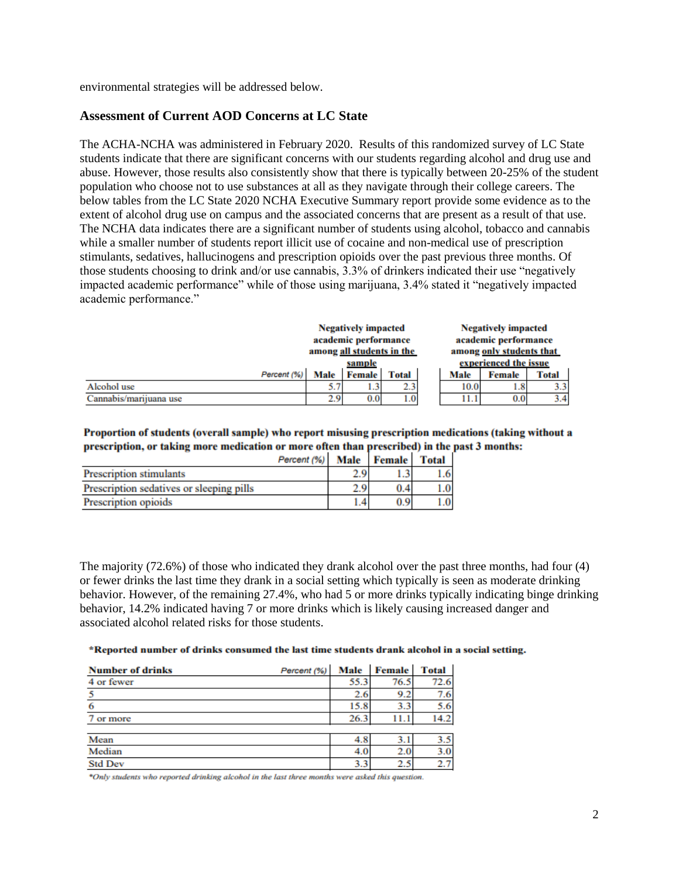environmental strategies will be addressed below.

## Assessment of Current AOD Concerns at LC State

The ACHA-NCHA was administered in February 2020. Results of this randomized survey of LC State students indicate that there are significant concerns with our students regarding alcohol and drug use and abuse. However, those results also consistently show that there is typically between 20-25% of the student population who choose not to use substances at all as they navigate through their college careers. The below tables from the LC State 2020 NCHA Executive Summary report provide some evidence as to the extent of alcohol drug use on campus and the associated concerns that are present as a result of that use. The NCHA data indicates there are a significant number of students using alcohol, tobacco and cannabis while a smaller number of students report illicit use of cocaine and non-medical use of prescription stimulants, sedatives, hallucinogens and prescription opioids over the past previous three months. Of those students choosing to drink and/or use cannabis, 3.3% of drinkers indicated their use "negatively impacted academic performance" while of those using marijuana, 3.4% stated it "negatively impacted academic performance."

| | Negatively impacted academic performance among all students in the sample | | | Negatively impacted academic performance among only students that experienced the issue | | |
|---|---|---|---|---|---|---|
| *Percent (%)* | **Male** | **Female** | **Total** | **Male** | **Female** | **Total** |
| Alcohol use | 5.7 | 1.3 | 2.3 | 10.0 | 1.8 | 3.3 |
| Cannabis/marijuana use | 2.9 | 0.0 | 1.0 | 11.1 | 0.0 | 3.4 |

**Proportion of students (overall sample) who report misusing prescription medications (taking without a prescription, or taking more medication or more often than prescribed) in the past 3 months:**

| *Percent (%)* | **Male** | **Female** | **Total** |
|---|---|---|---|
| Prescription stimulants | 2.9 | 1.3 | 1.6 |
| Prescription sedatives or sleeping pills | 2.9 | 0.4 | 1.0 |
| Prescription opioids | 1.4 | 0.9 | 1.0 |

The majority (72.6%) of those who indicated they drank alcohol over the past three months, had four (4) or fewer drinks the last time they drank in a social setting which typically is seen as moderate drinking behavior. However, of the remaining 27.4%, who had 5 or more drinks typically indicating binge drinking behavior, 14.2% indicated having 7 or more drinks which is likely causing increased danger and associated alcohol related risks for those students.

**\*Reported number of drinks consumed the last time students drank alcohol in a social setting.**

| **Number of drinks** *Percent (%)* | **Male** | **Female** | **Total** |
|---|---|---|---|
| 4 or fewer | 55.3 | 76.5 | 72.6 |
| 5 | 2.6 | 9.2 | 7.6 |
| 6 | 15.8 | 3.3 | 5.6 |
| 7 or more | 26.3 | 11.1 | 14.2 |
| Mean | 4.8 | 3.1 | 3.5 |
| Median | 4.0 | 2.0 | 3.0 |
| Std Dev | 3.3 | 2.5 | 2.7 |

*\*Only students who reported drinking alcohol in the last three months were asked this question.*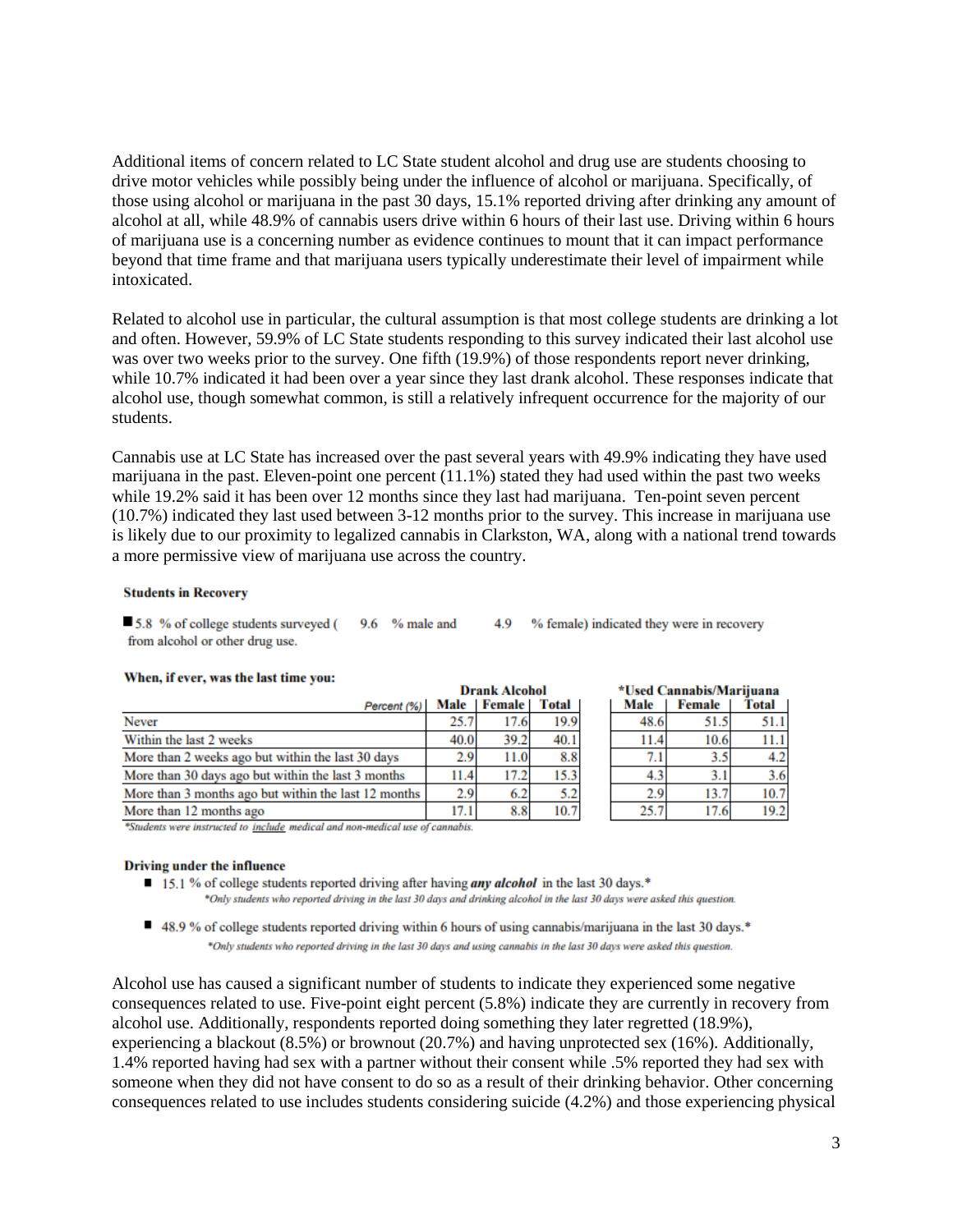Additional items of concern related to LC State student alcohol and drug use are students choosing to drive motor vehicles while possibly being under the influence of alcohol or marijuana. Specifically, of those using alcohol or marijuana in the past 30 days, 15.1% reported driving after drinking any amount of alcohol at all, while 48.9% of cannabis users drive within 6 hours of their last use. Driving within 6 hours of marijuana use is a concerning number as evidence continues to mount that it can impact performance beyond that time frame and that marijuana users typically underestimate their level of impairment while intoxicated.

Related to alcohol use in particular, the cultural assumption is that most college students are drinking a lot and often. However, 59.9% of LC State students responding to this survey indicated their last alcohol use was over two weeks prior to the survey. One fifth (19.9%) of those respondents report never drinking, while 10.7% indicated it had been over a year since they last drank alcohol. These responses indicate that alcohol use, though somewhat common, is still a relatively infrequent occurrence for the majority of our students.

Cannabis use at LC State has increased over the past several years with 49.9% indicating they have used marijuana in the past. Eleven-point one percent (11.1%) stated they had used within the past two weeks while 19.2% said it has been over 12 months since they last had marijuana. Ten-point seven percent (10.7%) indicated they last used between 3-12 months prior to the survey. This increase in marijuana use is likely due to our proximity to legalized cannabis in Clarkston, WA, along with a national trend towards a more permissive view of marijuana use across the country.

**Students in Recovery**

- 5.8 % of college students surveyed ( 9.6 % male and 4.9 % female) indicated they were in recovery from alcohol or other drug use.

**When, if ever, was the last time you:**

| Percent (%) | Drank Alcohol | | | *Used Cannabis/Marijuana | | |
|---|---|---|---|---|---|---|
| | Male | Female | Total | Male | Female | Total |
| Never | 25.7 | 17.6 | 19.9 | 48.6 | 51.5 | 51.1 |
| Within the last 2 weeks | 40.0 | 39.2 | 40.1 | 11.4 | 10.6 | 11.1 |
| More than 2 weeks ago but within the last 30 days | 2.9 | 11.0 | 8.8 | 7.1 | 3.5 | 4.2 |
| More than 30 days ago but within the last 3 months | 11.4 | 17.2 | 15.3 | 4.3 | 3.1 | 3.6 |
| More than 3 months ago but within the last 12 months | 2.9 | 6.2 | 5.2 | 2.9 | 13.7 | 10.7 |
| More than 12 months ago | 17.1 | 8.8 | 10.7 | 25.7 | 17.6 | 19.2 |

*Students were instructed to include medical and non-medical use of cannabis.

**Driving under the influence**

- 15.1 % of college students reported driving after having ***any alcohol*** in the last 30 days.*
  *Only students who reported driving in the last 30 days and drinking alcohol in the last 30 days were asked this question.
- 48.9 % of college students reported driving within 6 hours of using cannabis/marijuana in the last 30 days.*
  *Only students who reported driving in the last 30 days and using cannabis in the last 30 days were asked this question.

Alcohol use has caused a significant number of students to indicate they experienced some negative consequences related to use. Five-point eight percent (5.8%) indicate they are currently in recovery from alcohol use. Additionally, respondents reported doing something they later regretted (18.9%), experiencing a blackout (8.5%) or brownout (20.7%) and having unprotected sex (16%). Additionally, 1.4% reported having had sex with a partner without their consent while .5% reported they had sex with someone when they did not have consent to do so as a result of their drinking behavior. Other concerning consequences related to use includes students considering suicide (4.2%) and those experiencing physical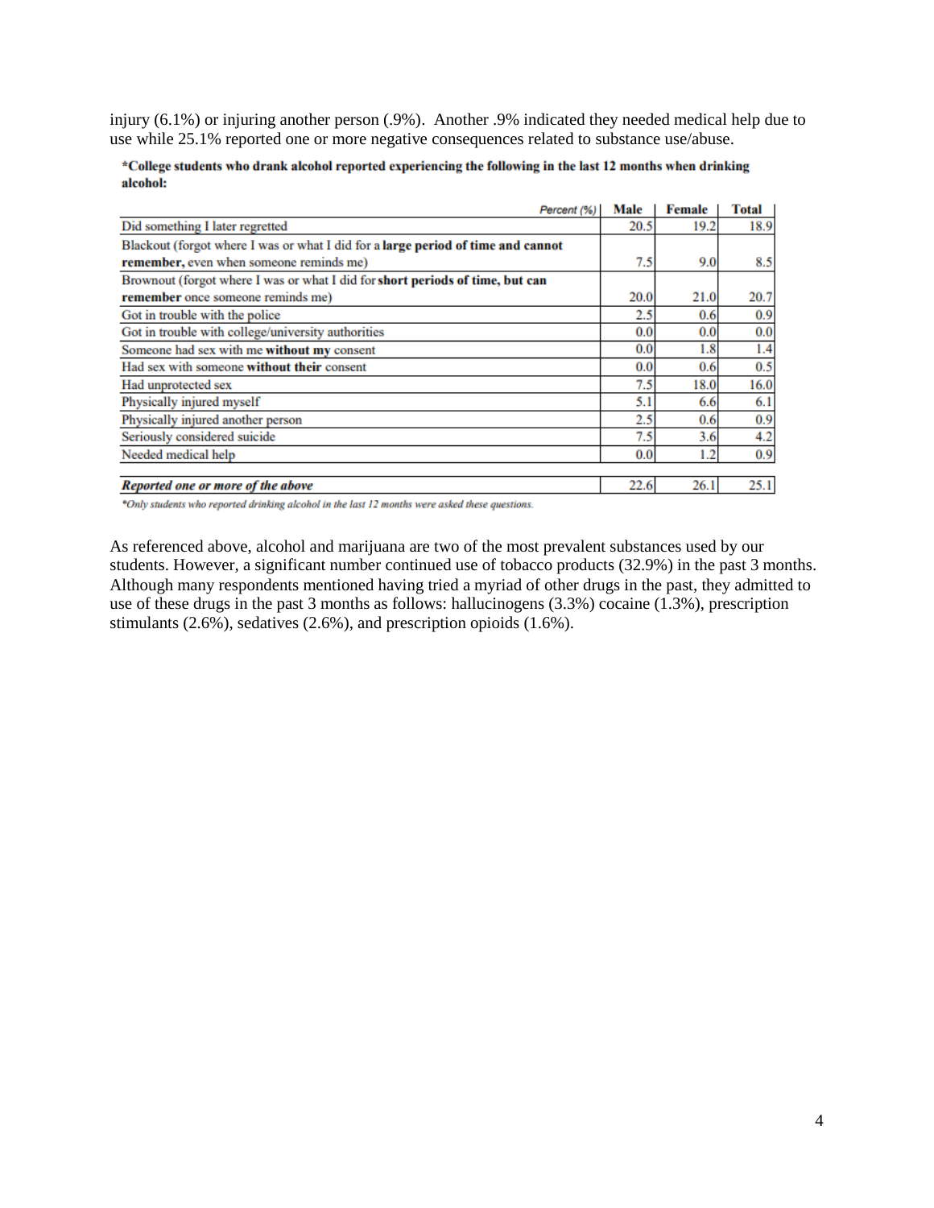injury (6.1%) or injuring another person (.9%). Another .9% indicated they needed medical help due to use while 25.1% reported one or more negative consequences related to substance use/abuse.

**\*College students who drank alcohol reported experiencing the following in the last 12 months when drinking alcohol:**

| *Percent (%)* | Male | Female | Total |
|---|---|---|---|
| Did something I later regretted | 20.5 | 19.2 | 18.9 |
| Blackout (forgot where I was or what I did for a **large period of time and cannot remember,** even when someone reminds me) | 7.5 | 9.0 | 8.5 |
| Brownout (forgot where I was or what I did for **short periods of time, but can remember** once someone reminds me) | 20.0 | 21.0 | 20.7 |
| Got in trouble with the police | 2.5 | 0.6 | 0.9 |
| Got in trouble with college/university authorities | 0.0 | 0.0 | 0.0 |
| Someone had sex with me **without my** consent | 0.0 | 1.8 | 1.4 |
| Had sex with someone **without their** consent | 0.0 | 0.6 | 0.5 |
| Had unprotected sex | 7.5 | 18.0 | 16.0 |
| Physically injured myself | 5.1 | 6.6 | 6.1 |
| Physically injured another person | 2.5 | 0.6 | 0.9 |
| Seriously considered suicide | 7.5 | 3.6 | 4.2 |
| Needed medical help | 0.0 | 1.2 | 0.9 |
| ***Reported one or more of the above*** | 22.6 | 26.1 | 25.1 |

*\*Only students who reported drinking alcohol in the last 12 months were asked these questions.*

As referenced above, alcohol and marijuana are two of the most prevalent substances used by our students. However, a significant number continued use of tobacco products (32.9%) in the past 3 months. Although many respondents mentioned having tried a myriad of other drugs in the past, they admitted to use of these drugs in the past 3 months as follows: hallucinogens (3.3%) cocaine (1.3%), prescription stimulants (2.6%), sedatives (2.6%), and prescription opioids (1.6%).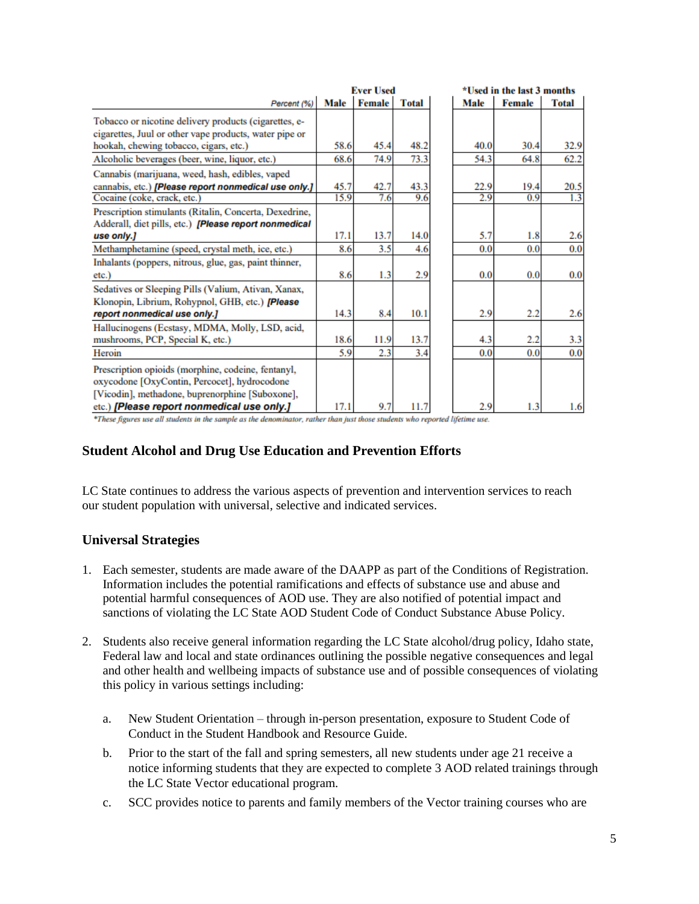| Percent (%) | Ever Used | | | *Used in the last 3 months | | |
|---|---|---|---|---|---|---|
| | Male | Female | Total | Male | Female | Total |
| Tobacco or nicotine delivery products (cigarettes, e-cigarettes, Juul or other vape products, water pipe or hookah, chewing tobacco, cigars, etc.) | 58.6 | 45.4 | 48.2 | 40.0 | 30.4 | 32.9 |
| Alcoholic beverages (beer, wine, liquor, etc.) | 68.6 | 74.9 | 73.3 | 54.3 | 64.8 | 62.2 |
| Cannabis (marijuana, weed, hash, edibles, vaped cannabis, etc.) ***[Please report nonmedical use only.]*** | 45.7 | 42.7 | 43.3 | 22.9 | 19.4 | 20.5 |
| Cocaine (coke, crack, etc.) | 15.9 | 7.6 | 9.6 | 2.9 | 0.9 | 1.3 |
| Prescription stimulants (Ritalin, Concerta, Dexedrine, Adderall, diet pills, etc.) ***[Please report nonmedical use only.]*** | 17.1 | 13.7 | 14.0 | 5.7 | 1.8 | 2.6 |
| Methamphetamine (speed, crystal meth, ice, etc.) | 8.6 | 3.5 | 4.6 | 0.0 | 0.0 | 0.0 |
| Inhalants (poppers, nitrous, glue, gas, paint thinner, etc.) | 8.6 | 1.3 | 2.9 | 0.0 | 0.0 | 0.0 |
| Sedatives or Sleeping Pills (Valium, Ativan, Xanax, Klonopin, Librium, Rohypnol, GHB, etc.) ***[Please report nonmedical use only.]*** | 14.3 | 8.4 | 10.1 | 2.9 | 2.2 | 2.6 |
| Hallucinogens (Ecstasy, MDMA, Molly, LSD, acid, mushrooms, PCP, Special K, etc.) | 18.6 | 11.9 | 13.7 | 4.3 | 2.2 | 3.3 |
| Heroin | 5.9 | 2.3 | 3.4 | 0.0 | 0.0 | 0.0 |
| Prescription opioids (morphine, codeine, fentanyl, oxycodone [OxyContin, Percocet], hydrocodone [Vicodin], methadone, buprenorphine [Suboxone], etc.) ***[Please report nonmedical use only.]*** | 17.1 | 9.7 | 11.7 | 2.9 | 1.3 | 1.6 |

*\*These figures use all students in the sample as the denominator, rather than just those students who reported lifetime use.*

## Student Alcohol and Drug Use Education and Prevention Efforts

LC State continues to address the various aspects of prevention and intervention services to reach our student population with universal, selective and indicated services.

## Universal Strategies

1. Each semester, students are made aware of the DAAPP as part of the Conditions of Registration. Information includes the potential ramifications and effects of substance use and abuse and potential harmful consequences of AOD use. They are also notified of potential impact and sanctions of violating the LC State AOD Student Code of Conduct Substance Abuse Policy.

2. Students also receive general information regarding the LC State alcohol/drug policy, Idaho state, Federal law and local and state ordinances outlining the possible negative consequences and legal and other health and wellbeing impacts of substance use and of possible consequences of violating this policy in various settings including:

   a. New Student Orientation – through in-person presentation, exposure to Student Code of Conduct in the Student Handbook and Resource Guide.

   b. Prior to the start of the fall and spring semesters, all new students under age 21 receive a notice informing students that they are expected to complete 3 AOD related trainings through the LC State Vector educational program.

   c. SCC provides notice to parents and family members of the Vector training courses who are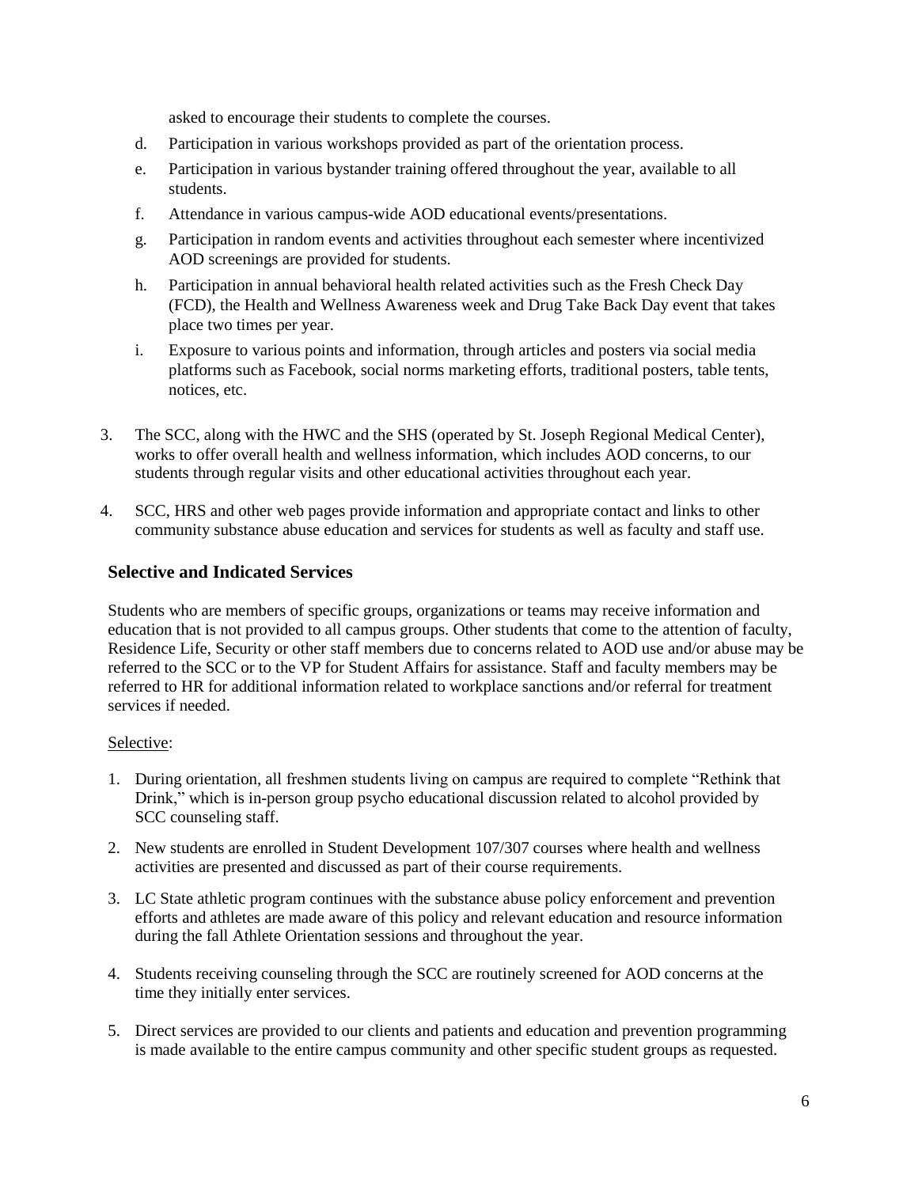asked to encourage their students to complete the courses.

d. Participation in various workshops provided as part of the orientation process.

e. Participation in various bystander training offered throughout the year, available to all students.

f. Attendance in various campus-wide AOD educational events/presentations.

g. Participation in random events and activities throughout each semester where incentivized AOD screenings are provided for students.

h. Participation in annual behavioral health related activities such as the Fresh Check Day (FCD), the Health and Wellness Awareness week and Drug Take Back Day event that takes place two times per year.

i. Exposure to various points and information, through articles and posters via social media platforms such as Facebook, social norms marketing efforts, traditional posters, table tents, notices, etc.

3. The SCC, along with the HWC and the SHS (operated by St. Joseph Regional Medical Center), works to offer overall health and wellness information, which includes AOD concerns, to our students through regular visits and other educational activities throughout each year.

4. SCC, HRS and other web pages provide information and appropriate contact and links to other community substance abuse education and services for students as well as faculty and staff use.

### Selective and Indicated Services

Students who are members of specific groups, organizations or teams may receive information and education that is not provided to all campus groups. Other students that come to the attention of faculty, Residence Life, Security or other staff members due to concerns related to AOD use and/or abuse may be referred to the SCC or to the VP for Student Affairs for assistance. Staff and faculty members may be referred to HR for additional information related to workplace sanctions and/or referral for treatment services if needed.

Selective:

1. During orientation, all freshmen students living on campus are required to complete "Rethink that Drink," which is in-person group psycho educational discussion related to alcohol provided by SCC counseling staff.

2. New students are enrolled in Student Development 107/307 courses where health and wellness activities are presented and discussed as part of their course requirements.

3. LC State athletic program continues with the substance abuse policy enforcement and prevention efforts and athletes are made aware of this policy and relevant education and resource information during the fall Athlete Orientation sessions and throughout the year.

4. Students receiving counseling through the SCC are routinely screened for AOD concerns at the time they initially enter services.

5. Direct services are provided to our clients and patients and education and prevention programming is made available to the entire campus community and other specific student groups as requested.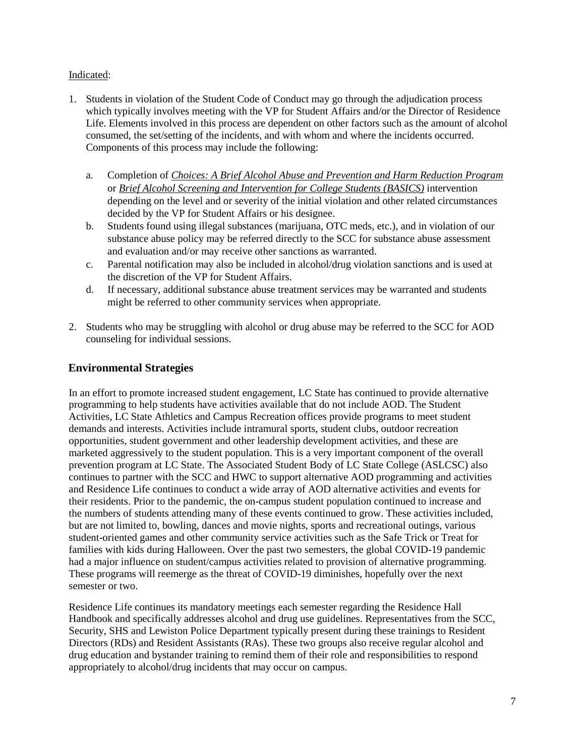Indicated:

1. Students in violation of the Student Code of Conduct may go through the adjudication process which typically involves meeting with the VP for Student Affairs and/or the Director of Residence Life. Elements involved in this process are dependent on other factors such as the amount of alcohol consumed, the set/setting of the incidents, and with whom and where the incidents occurred. Components of this process may include the following:

   a. Completion of *Choices: A Brief Alcohol Abuse and Prevention and Harm Reduction Program* or *Brief Alcohol Screening and Intervention for College Students (BASICS)* intervention depending on the level and or severity of the initial violation and other related circumstances decided by the VP for Student Affairs or his designee.
   b. Students found using illegal substances (marijuana, OTC meds, etc.), and in violation of our substance abuse policy may be referred directly to the SCC for substance abuse assessment and evaluation and/or may receive other sanctions as warranted.
   c. Parental notification may also be included in alcohol/drug violation sanctions and is used at the discretion of the VP for Student Affairs.
   d. If necessary, additional substance abuse treatment services may be warranted and students might be referred to other community services when appropriate.

2. Students who may be struggling with alcohol or drug abuse may be referred to the SCC for AOD counseling for individual sessions.

## Environmental Strategies

In an effort to promote increased student engagement, LC State has continued to provide alternative programming to help students have activities available that do not include AOD. The Student Activities, LC State Athletics and Campus Recreation offices provide programs to meet student demands and interests. Activities include intramural sports, student clubs, outdoor recreation opportunities, student government and other leadership development activities, and these are marketed aggressively to the student population. This is a very important component of the overall prevention program at LC State. The Associated Student Body of LC State College (ASLCSC) also continues to partner with the SCC and HWC to support alternative AOD programming and activities and Residence Life continues to conduct a wide array of AOD alternative activities and events for their residents. Prior to the pandemic, the on-campus student population continued to increase and the numbers of students attending many of these events continued to grow. These activities included, but are not limited to, bowling, dances and movie nights, sports and recreational outings, various student-oriented games and other community service activities such as the Safe Trick or Treat for families with kids during Halloween. Over the past two semesters, the global COVID-19 pandemic had a major influence on student/campus activities related to provision of alternative programming. These programs will reemerge as the threat of COVID-19 diminishes, hopefully over the next semester or two.

Residence Life continues its mandatory meetings each semester regarding the Residence Hall Handbook and specifically addresses alcohol and drug use guidelines. Representatives from the SCC, Security, SHS and Lewiston Police Department typically present during these trainings to Resident Directors (RDs) and Resident Assistants (RAs). These two groups also receive regular alcohol and drug education and bystander training to remind them of their role and responsibilities to respond appropriately to alcohol/drug incidents that may occur on campus.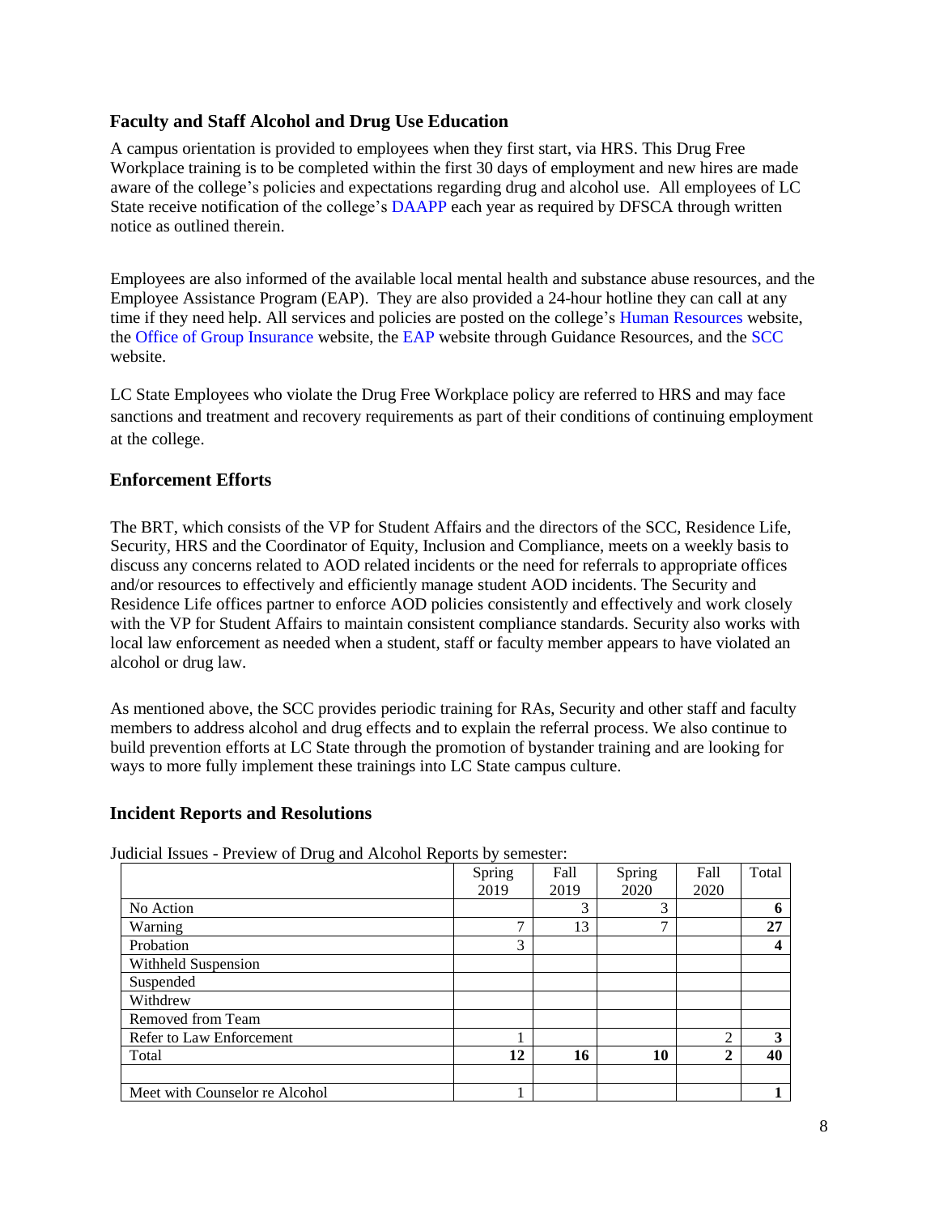### Faculty and Staff Alcohol and Drug Use Education

A campus orientation is provided to employees when they first start, via HRS. This Drug Free Workplace training is to be completed within the first 30 days of employment and new hires are made aware of the college's policies and expectations regarding drug and alcohol use. All employees of LC State receive notification of the college's DAAPP each year as required by DFSCA through written notice as outlined therein.

Employees are also informed of the available local mental health and substance abuse resources, and the Employee Assistance Program (EAP). They are also provided a 24-hour hotline they can call at any time if they need help. All services and policies are posted on the college's Human Resources website, the Office of Group Insurance website, the EAP website through Guidance Resources, and the SCC website.

LC State Employees who violate the Drug Free Workplace policy are referred to HRS and may face sanctions and treatment and recovery requirements as part of their conditions of continuing employment at the college.

### Enforcement Efforts

The BRT, which consists of the VP for Student Affairs and the directors of the SCC, Residence Life, Security, HRS and the Coordinator of Equity, Inclusion and Compliance, meets on a weekly basis to discuss any concerns related to AOD related incidents or the need for referrals to appropriate offices and/or resources to effectively and efficiently manage student AOD incidents. The Security and Residence Life offices partner to enforce AOD policies consistently and effectively and work closely with the VP for Student Affairs to maintain consistent compliance standards. Security also works with local law enforcement as needed when a student, staff or faculty member appears to have violated an alcohol or drug law.

As mentioned above, the SCC provides periodic training for RAs, Security and other staff and faculty members to address alcohol and drug effects and to explain the referral process. We also continue to build prevention efforts at LC State through the promotion of bystander training and are looking for ways to more fully implement these trainings into LC State campus culture.

### Incident Reports and Resolutions

Judicial Issues - Preview of Drug and Alcohol Reports by semester:

| | Spring 2019 | Fall 2019 | Spring 2020 | Fall 2020 | Total |
|---|---|---|---|---|---|
| No Action | | 3 | 3 | | **6** |
| Warning | 7 | 13 | 7 | | **27** |
| Probation | 3 | | | | **4** |
| Withheld Suspension | | | | | |
| Suspended | | | | | |
| Withdrew | | | | | |
| Removed from Team | | | | | |
| Refer to Law Enforcement | 1 | | | 2 | **3** |
| Total | **12** | **16** | **10** | **2** | **40** |
| | | | | | |
| Meet with Counselor re Alcohol | 1 | | | | **1** |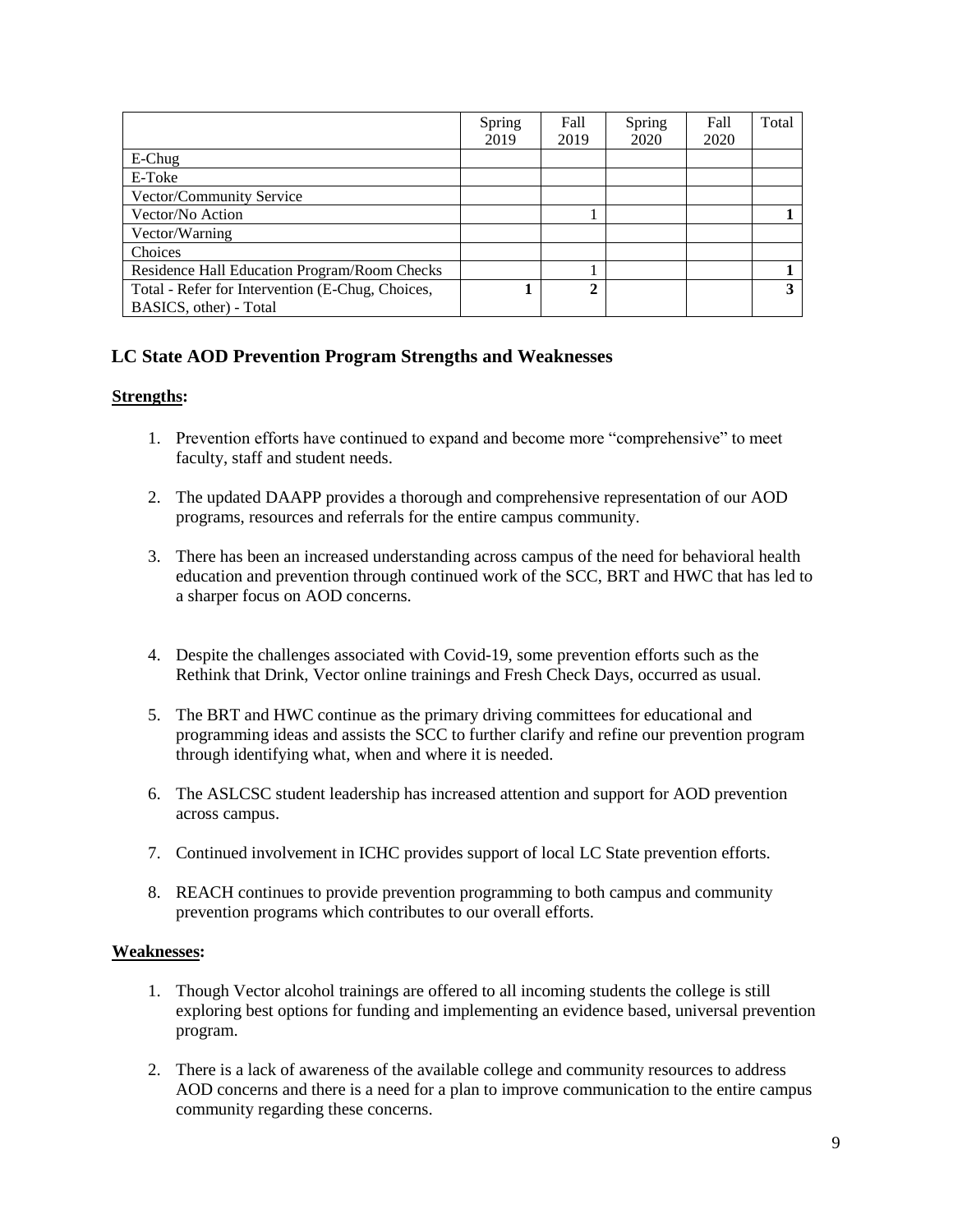| | Spring 2019 | Fall 2019 | Spring 2020 | Fall 2020 | Total |
|---|---|---|---|---|---|
| E-Chug | | | | | |
| E-Toke | | | | | |
| Vector/Community Service | | | | | |
| Vector/No Action | | 1 | | | **1** |
| Vector/Warning | | | | | |
| Choices | | | | | |
| Residence Hall Education Program/Room Checks | | 1 | | | **1** |
| Total - Refer for Intervention (E-Chug, Choices, BASICS, other) - Total | **1** | **2** | | | **3** |

## LC State AOD Prevention Program Strengths and Weaknesses

**Strengths:**

1. Prevention efforts have continued to expand and become more "comprehensive" to meet faculty, staff and student needs.

2. The updated DAAPP provides a thorough and comprehensive representation of our AOD programs, resources and referrals for the entire campus community.

3. There has been an increased understanding across campus of the need for behavioral health education and prevention through continued work of the SCC, BRT and HWC that has led to a sharper focus on AOD concerns.

4. Despite the challenges associated with Covid-19, some prevention efforts such as the Rethink that Drink, Vector online trainings and Fresh Check Days, occurred as usual.

5. The BRT and HWC continue as the primary driving committees for educational and programming ideas and assists the SCC to further clarify and refine our prevention program through identifying what, when and where it is needed.

6. The ASLCSC student leadership has increased attention and support for AOD prevention across campus.

7. Continued involvement in ICHC provides support of local LC State prevention efforts.

8. REACH continues to provide prevention programming to both campus and community prevention programs which contributes to our overall efforts.

**Weaknesses:**

1. Though Vector alcohol trainings are offered to all incoming students the college is still exploring best options for funding and implementing an evidence based, universal prevention program.

2. There is a lack of awareness of the available college and community resources to address AOD concerns and there is a need for a plan to improve communication to the entire campus community regarding these concerns.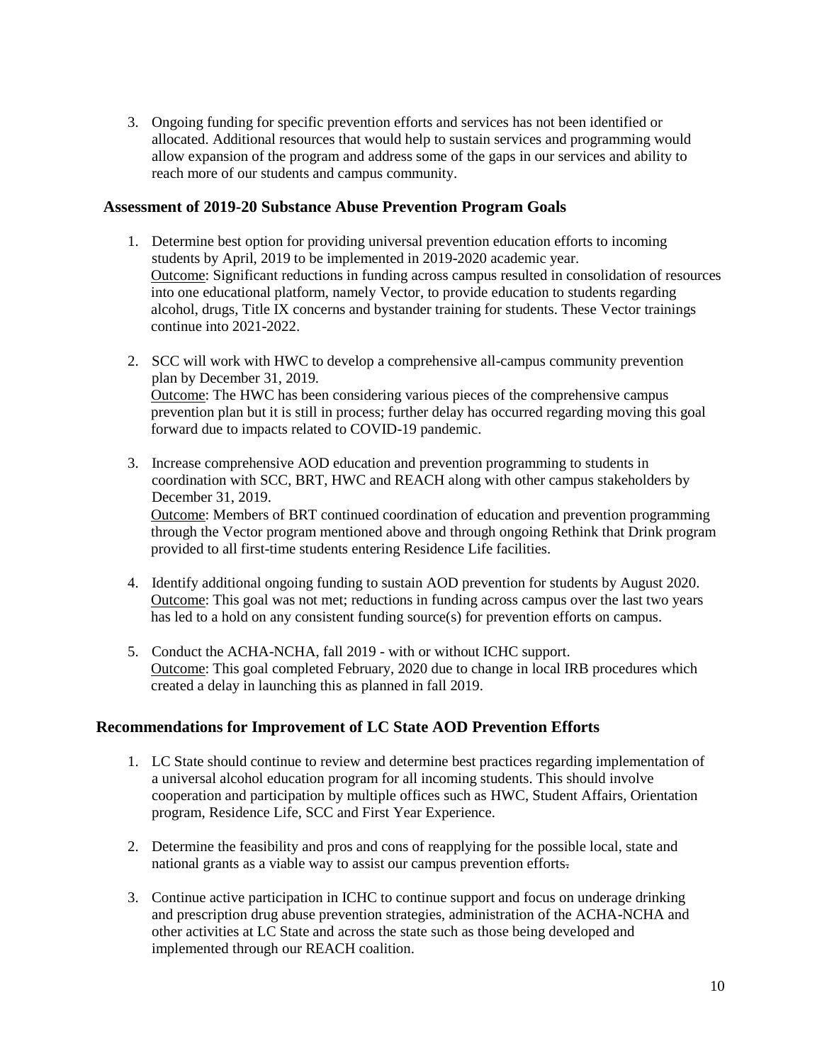3. Ongoing funding for specific prevention efforts and services has not been identified or allocated. Additional resources that would help to sustain services and programming would allow expansion of the program and address some of the gaps in our services and ability to reach more of our students and campus community.

## Assessment of 2019-20 Substance Abuse Prevention Program Goals

1. Determine best option for providing universal prevention education efforts to incoming students by April, 2019 to be implemented in 2019-2020 academic year.
   Outcome: Significant reductions in funding across campus resulted in consolidation of resources into one educational platform, namely Vector, to provide education to students regarding alcohol, drugs, Title IX concerns and bystander training for students. These Vector trainings continue into 2021-2022.

2. SCC will work with HWC to develop a comprehensive all-campus community prevention plan by December 31, 2019.
   Outcome: The HWC has been considering various pieces of the comprehensive campus prevention plan but it is still in process; further delay has occurred regarding moving this goal forward due to impacts related to COVID-19 pandemic.

3. Increase comprehensive AOD education and prevention programming to students in coordination with SCC, BRT, HWC and REACH along with other campus stakeholders by December 31, 2019.
   Outcome: Members of BRT continued coordination of education and prevention programming through the Vector program mentioned above and through ongoing Rethink that Drink program provided to all first-time students entering Residence Life facilities.

4. Identify additional ongoing funding to sustain AOD prevention for students by August 2020.
   Outcome: This goal was not met; reductions in funding across campus over the last two years has led to a hold on any consistent funding source(s) for prevention efforts on campus.

5. Conduct the ACHA-NCHA, fall 2019 - with or without ICHC support.
   Outcome: This goal completed February, 2020 due to change in local IRB procedures which created a delay in launching this as planned in fall 2019.

## Recommendations for Improvement of LC State AOD Prevention Efforts

1. LC State should continue to review and determine best practices regarding implementation of a universal alcohol education program for all incoming students. This should involve cooperation and participation by multiple offices such as HWC, Student Affairs, Orientation program, Residence Life, SCC and First Year Experience.

2. Determine the feasibility and pros and cons of reapplying for the possible local, state and national grants as a viable way to assist our campus prevention efforts.

3. Continue active participation in ICHC to continue support and focus on underage drinking and prescription drug abuse prevention strategies, administration of the ACHA-NCHA and other activities at LC State and across the state such as those being developed and implemented through our REACH coalition.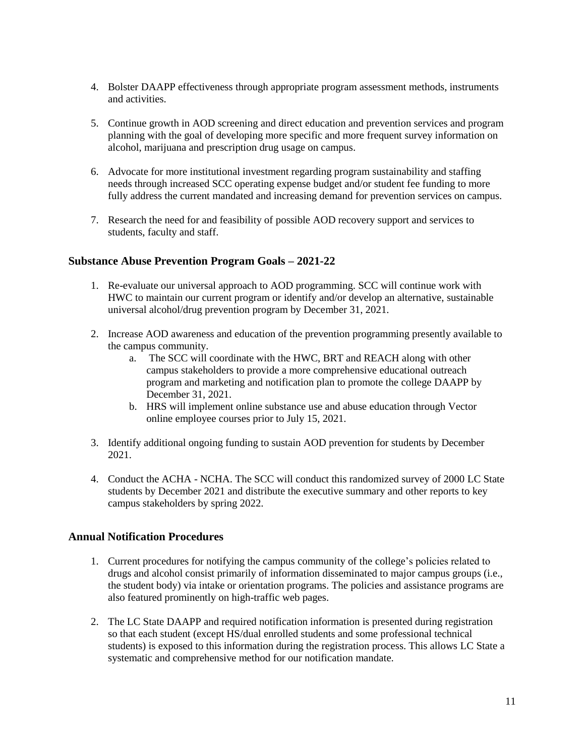4. Bolster DAAPP effectiveness through appropriate program assessment methods, instruments and activities.

5. Continue growth in AOD screening and direct education and prevention services and program planning with the goal of developing more specific and more frequent survey information on alcohol, marijuana and prescription drug usage on campus.

6. Advocate for more institutional investment regarding program sustainability and staffing needs through increased SCC operating expense budget and/or student fee funding to more fully address the current mandated and increasing demand for prevention services on campus.

7. Research the need for and feasibility of possible AOD recovery support and services to students, faculty and staff.

## Substance Abuse Prevention Program Goals – 2021-22

1. Re-evaluate our universal approach to AOD programming. SCC will continue work with HWC to maintain our current program or identify and/or develop an alternative, sustainable universal alcohol/drug prevention program by December 31, 2021.

2. Increase AOD awareness and education of the prevention programming presently available to the campus community.
   a. The SCC will coordinate with the HWC, BRT and REACH along with other campus stakeholders to provide a more comprehensive educational outreach program and marketing and notification plan to promote the college DAAPP by December 31, 2021.
   b. HRS will implement online substance use and abuse education through Vector online employee courses prior to July 15, 2021.

3. Identify additional ongoing funding to sustain AOD prevention for students by December 2021.

4. Conduct the ACHA - NCHA. The SCC will conduct this randomized survey of 2000 LC State students by December 2021 and distribute the executive summary and other reports to key campus stakeholders by spring 2022.

## Annual Notification Procedures

1. Current procedures for notifying the campus community of the college's policies related to drugs and alcohol consist primarily of information disseminated to major campus groups (i.e., the student body) via intake or orientation programs. The policies and assistance programs are also featured prominently on high-traffic web pages.

2. The LC State DAAPP and required notification information is presented during registration so that each student (except HS/dual enrolled students and some professional technical students) is exposed to this information during the registration process. This allows LC State a systematic and comprehensive method for our notification mandate.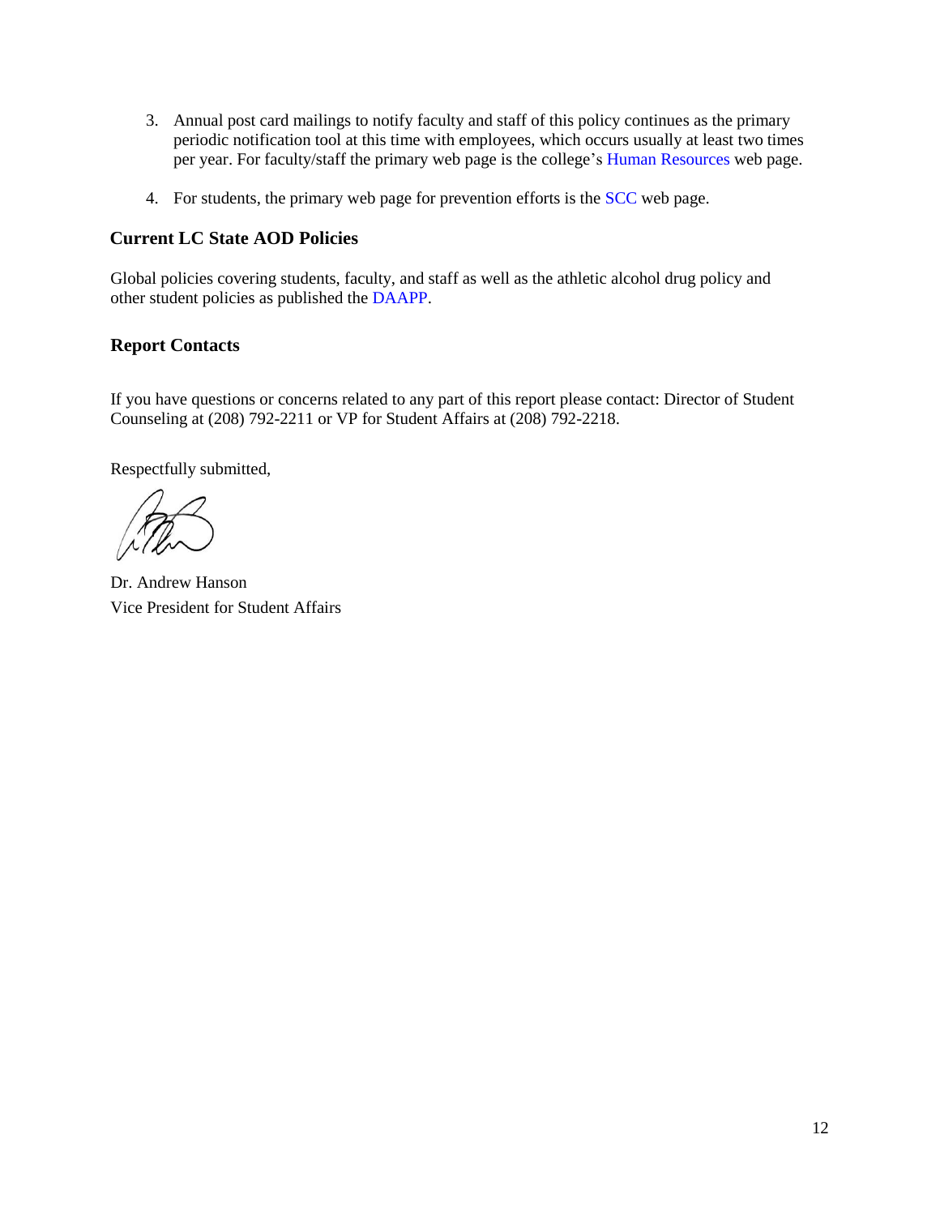3. Annual post card mailings to notify faculty and staff of this policy continues as the primary periodic notification tool at this time with employees, which occurs usually at least two times per year. For faculty/staff the primary web page is the college's Human Resources web page.

4. For students, the primary web page for prevention efforts is the SCC web page.

### Current LC State AOD Policies

Global policies covering students, faculty, and staff as well as the athletic alcohol drug policy and other student policies as published the DAAPP.

### Report Contacts

If you have questions or concerns related to any part of this report please contact: Director of Student Counseling at (208) 792-2211 or VP for Student Affairs at (208) 792-2218.

Respectfully submitted,

Dr. Andrew Hanson
Vice President for Student Affairs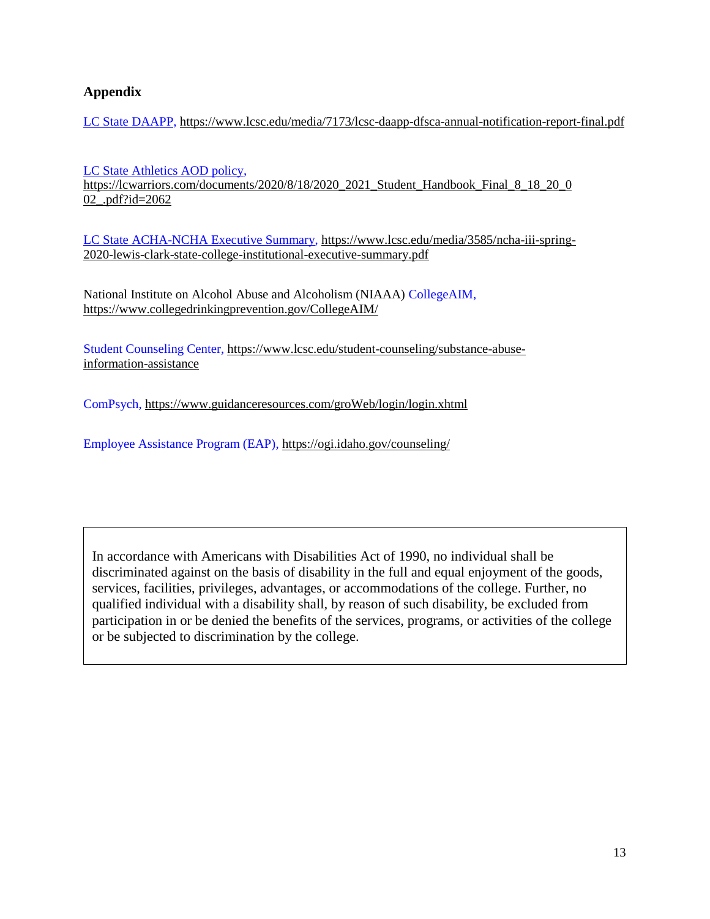## Appendix

LC State DAAPP, https://www.lcsc.edu/media/7173/lcsc-daapp-dfsca-annual-notification-report-final.pdf

LC State Athletics AOD policy, https://lcwarriors.com/documents/2020/8/18/2020_2021_Student_Handbook_Final_8_18_20_002_.pdf?id=2062

LC State ACHA-NCHA Executive Summary, https://www.lcsc.edu/media/3585/ncha-iii-spring-2020-lewis-clark-state-college-institutional-executive-summary.pdf

National Institute on Alcohol Abuse and Alcoholism (NIAAA) CollegeAIM, https://www.collegedrinkingprevention.gov/CollegeAIM/

Student Counseling Center, https://www.lcsc.edu/student-counseling/substance-abuse-information-assistance

ComPsych, https://www.guidanceresources.com/groWeb/login/login.xhtml

Employee Assistance Program (EAP), https://ogi.idaho.gov/counseling/

In accordance with Americans with Disabilities Act of 1990, no individual shall be discriminated against on the basis of disability in the full and equal enjoyment of the goods, services, facilities, privileges, advantages, or accommodations of the college. Further, no qualified individual with a disability shall, by reason of such disability, be excluded from participation in or be denied the benefits of the services, programs, or activities of the college or be subjected to discrimination by the college.